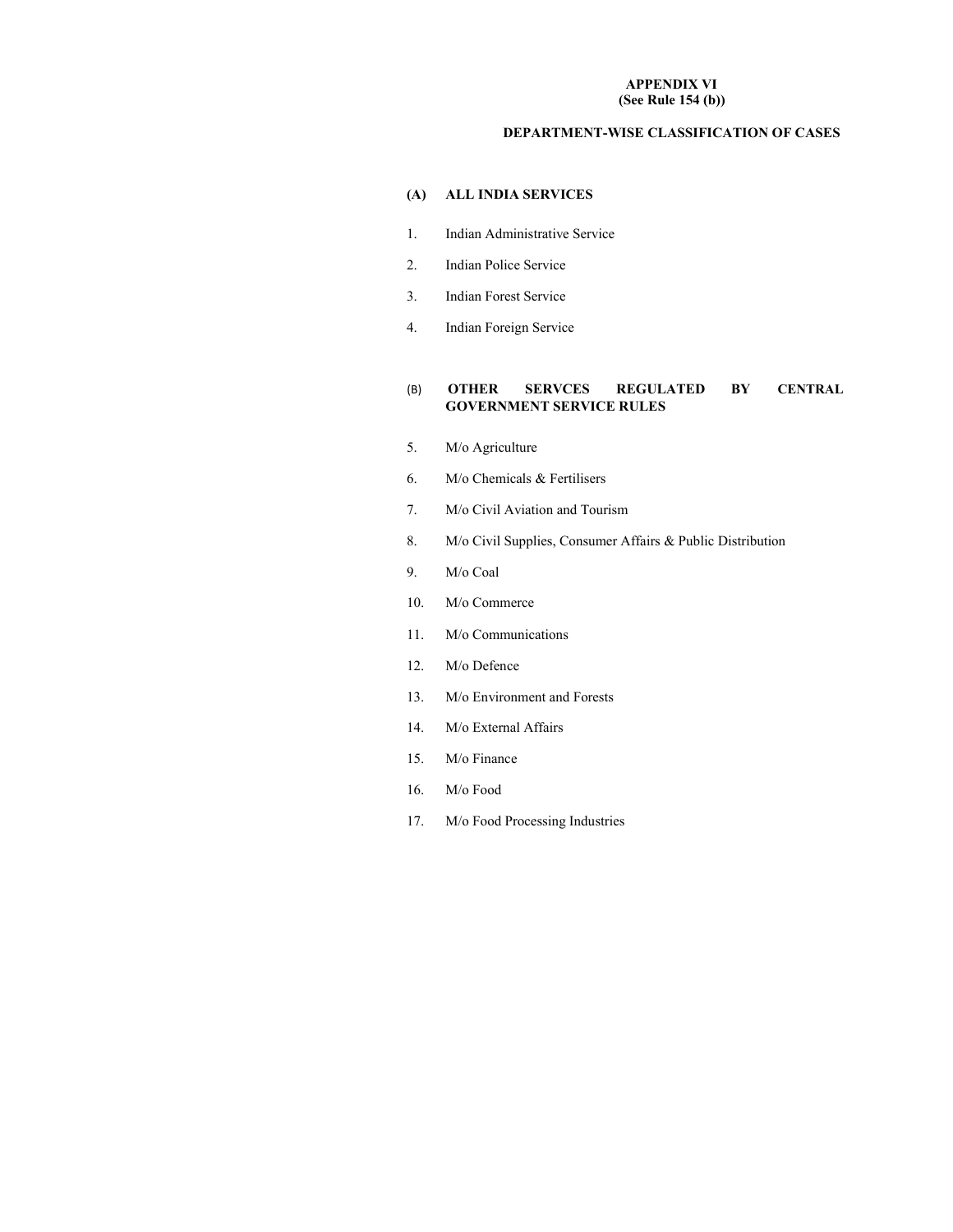**APPENDIX VI**
**(See Rule 154 (b))**

## DEPARTMENT-WISE CLASSIFICATION OF CASES

### (A) ALL INDIA SERVICES

1. Indian Administrative Service
2. Indian Police Service
3. Indian Forest Service
4. Indian Foreign Service

### (B) OTHER SERVCES REGULATED BY CENTRAL GOVERNMENT SERVICE RULES

5. M/o Agriculture
6. M/o Chemicals & Fertilisers
7. M/o Civil Aviation and Tourism
8. M/o Civil Supplies, Consumer Affairs & Public Distribution
9. M/o Coal
10. M/o Commerce
11. M/o Communications
12. M/o Defence
13. M/o Environment and Forests
14. M/o External Affairs
15. M/o Finance
16. M/o Food
17. M/o Food Processing Industries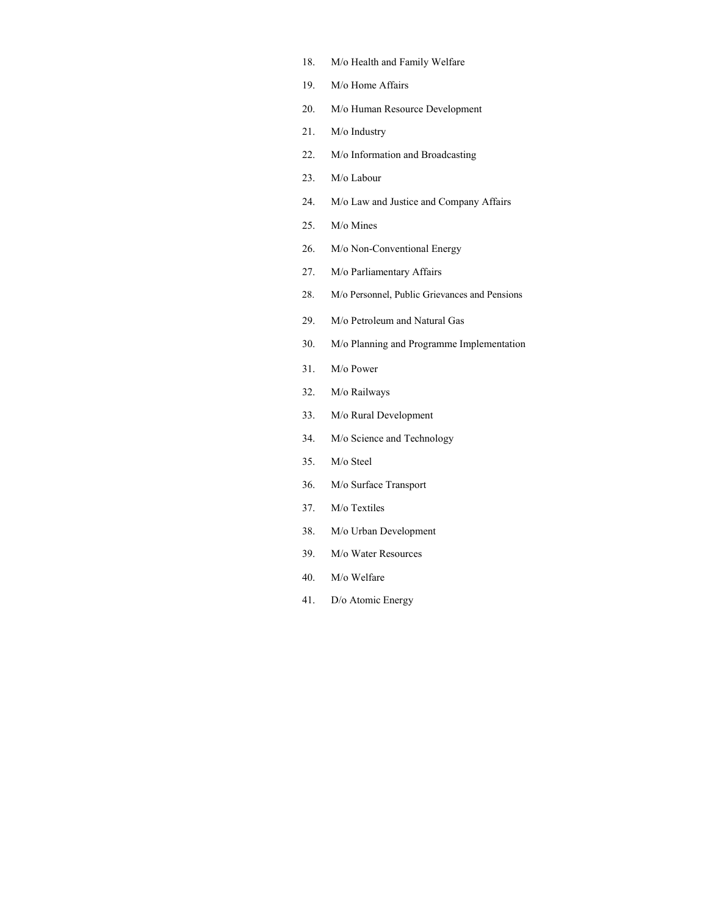18. M/o Health and Family Welfare
19. M/o Home Affairs
20. M/o Human Resource Development
21. M/o Industry
22. M/o Information and Broadcasting
23. M/o Labour
24. M/o Law and Justice and Company Affairs
25. M/o Mines
26. M/o Non-Conventional Energy
27. M/o Parliamentary Affairs
28. M/o Personnel, Public Grievances and Pensions
29. M/o Petroleum and Natural Gas
30. M/o Planning and Programme Implementation
31. M/o Power
32. M/o Railways
33. M/o Rural Development
34. M/o Science and Technology
35. M/o Steel
36. M/o Surface Transport
37. M/o Textiles
38. M/o Urban Development
39. M/o Water Resources
40. M/o Welfare
41. D/o Atomic Energy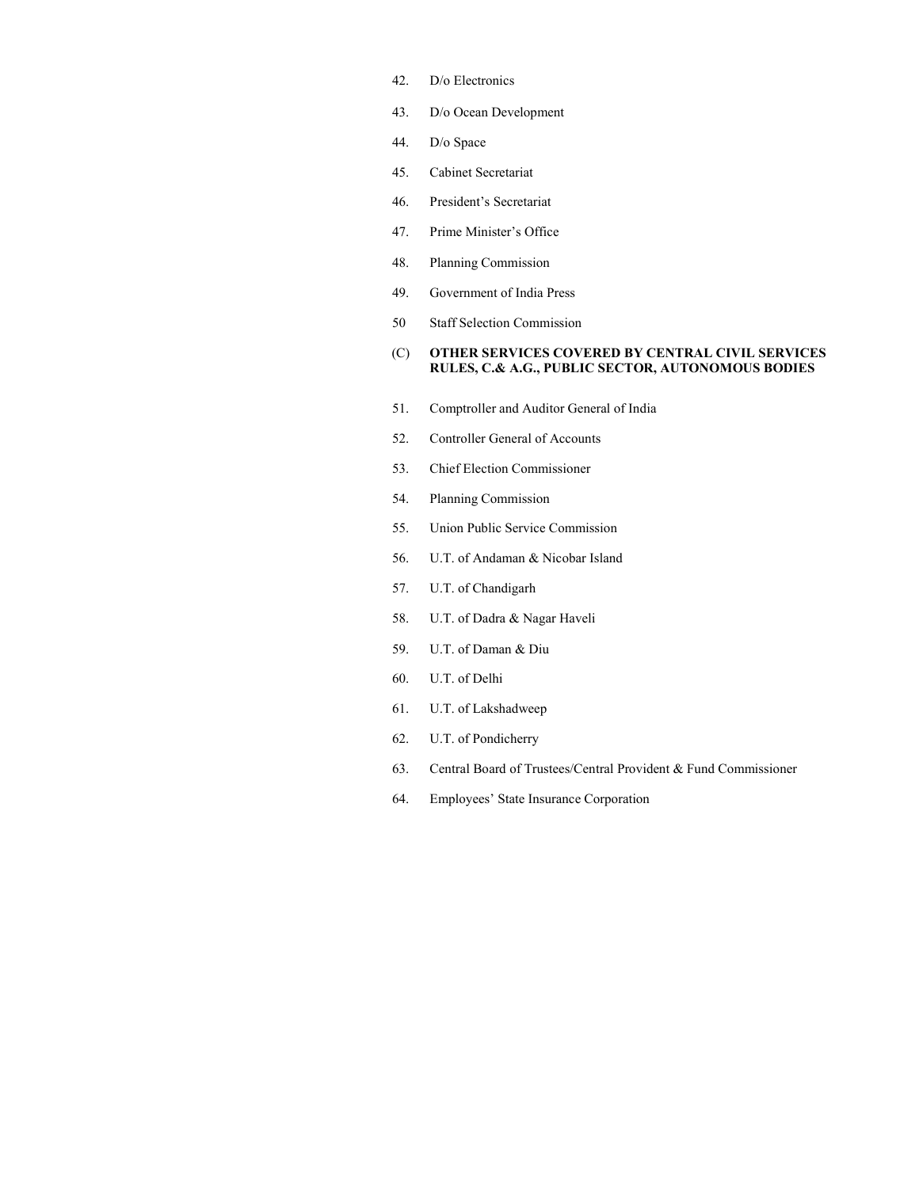42. D/o Electronics

43. D/o Ocean Development

44. D/o Space

45. Cabinet Secretariat

46. President's Secretariat

47. Prime Minister's Office

48. Planning Commission

49. Government of India Press

50 Staff Selection Commission

(C) **OTHER SERVICES COVERED BY CENTRAL CIVIL SERVICES RULES, C.& A.G., PUBLIC SECTOR, AUTONOMOUS BODIES**

51. Comptroller and Auditor General of India

52. Controller General of Accounts

53. Chief Election Commissioner

54. Planning Commission

55. Union Public Service Commission

56. U.T. of Andaman & Nicobar Island

57. U.T. of Chandigarh

58. U.T. of Dadra & Nagar Haveli

59. U.T. of Daman & Diu

60. U.T. of Delhi

61. U.T. of Lakshadweep

62. U.T. of Pondicherry

63. Central Board of Trustees/Central Provident & Fund Commissioner

64. Employees' State Insurance Corporation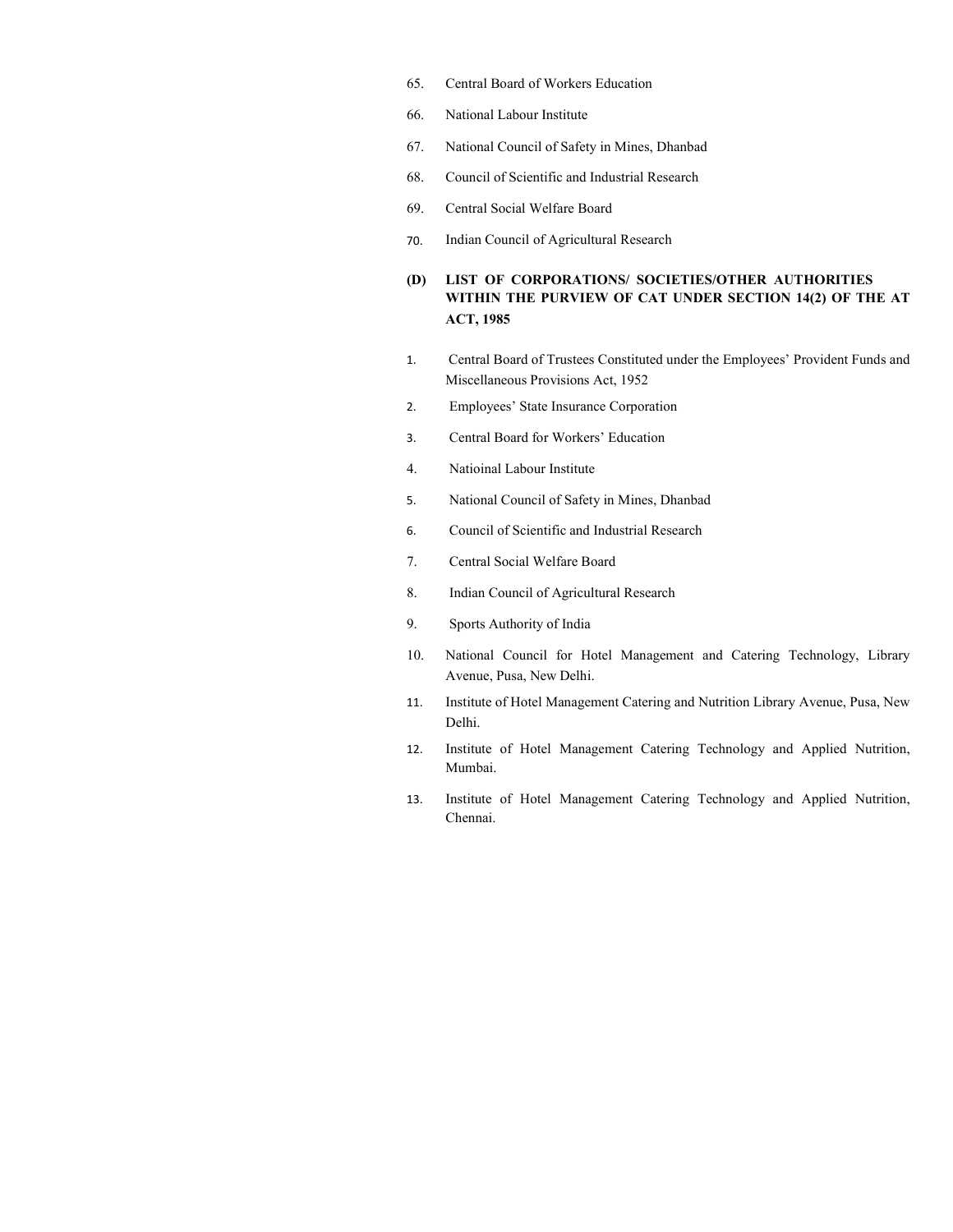65. Central Board of Workers Education

66. National Labour Institute

67. National Council of Safety in Mines, Dhanbad

68. Council of Scientific and Industrial Research

69. Central Social Welfare Board

70. Indian Council of Agricultural Research

## (D) LIST OF CORPORATIONS/ SOCIETIES/OTHER AUTHORITIES WITHIN THE PURVIEW OF CAT UNDER SECTION 14(2) OF THE AT ACT, 1985

1. Central Board of Trustees Constituted under the Employees' Provident Funds and Miscellaneous Provisions Act, 1952
2. Employees' State Insurance Corporation
3. Central Board for Workers' Education
4. Natioinal Labour Institute
5. National Council of Safety in Mines, Dhanbad
6. Council of Scientific and Industrial Research
7. Central Social Welfare Board
8. Indian Council of Agricultural Research
9. Sports Authority of India
10. National Council for Hotel Management and Catering Technology, Library Avenue, Pusa, New Delhi.
11. Institute of Hotel Management Catering and Nutrition Library Avenue, Pusa, New Delhi.
12. Institute of Hotel Management Catering Technology and Applied Nutrition, Mumbai.
13. Institute of Hotel Management Catering Technology and Applied Nutrition, Chennai.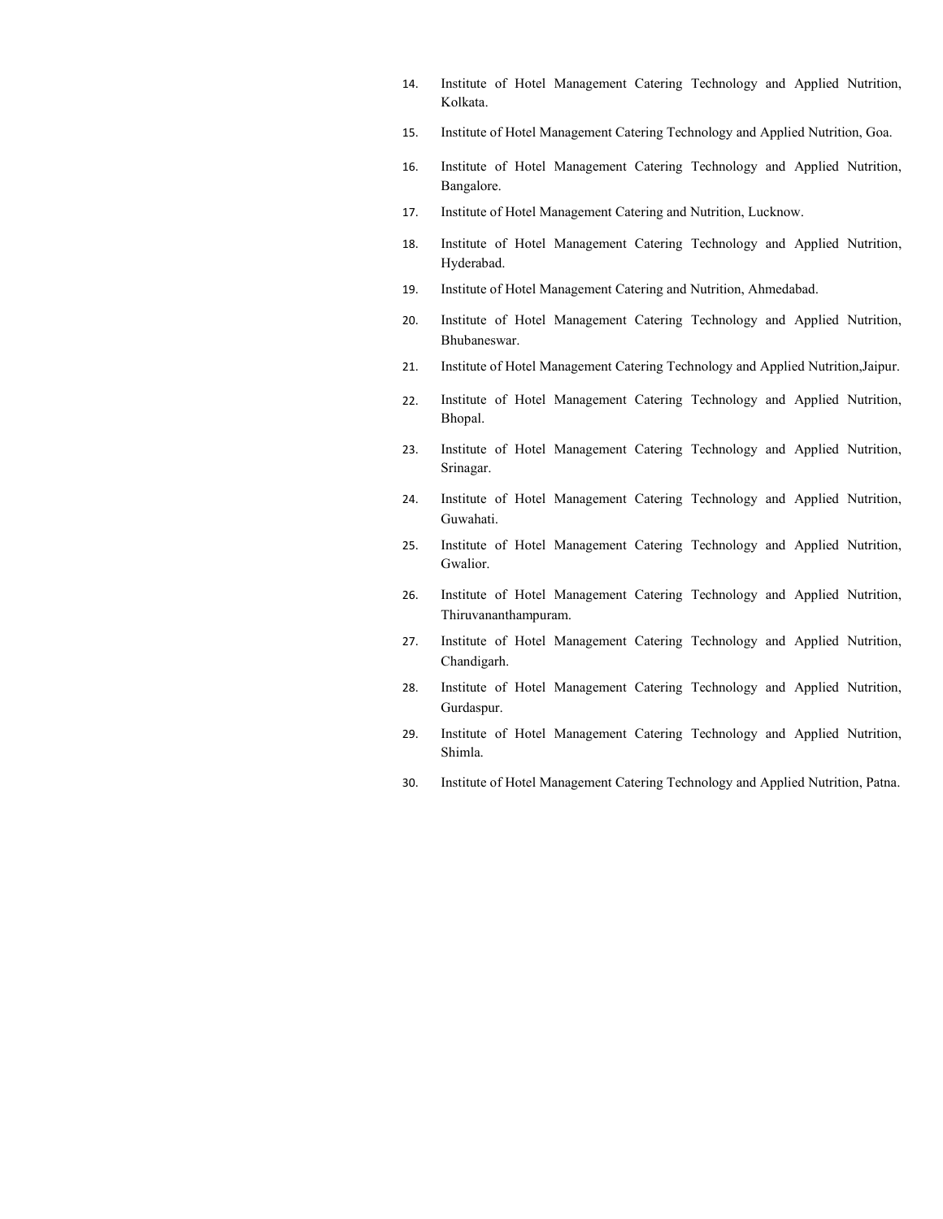14. Institute of Hotel Management Catering Technology and Applied Nutrition, Kolkata.
15. Institute of Hotel Management Catering Technology and Applied Nutrition, Goa.
16. Institute of Hotel Management Catering Technology and Applied Nutrition, Bangalore.
17. Institute of Hotel Management Catering and Nutrition, Lucknow.
18. Institute of Hotel Management Catering Technology and Applied Nutrition, Hyderabad.
19. Institute of Hotel Management Catering and Nutrition, Ahmedabad.
20. Institute of Hotel Management Catering Technology and Applied Nutrition, Bhubaneswar.
21. Institute of Hotel Management Catering Technology and Applied Nutrition,Jaipur.
22. Institute of Hotel Management Catering Technology and Applied Nutrition, Bhopal.
23. Institute of Hotel Management Catering Technology and Applied Nutrition, Srinagar.
24. Institute of Hotel Management Catering Technology and Applied Nutrition, Guwahati.
25. Institute of Hotel Management Catering Technology and Applied Nutrition, Gwalior.
26. Institute of Hotel Management Catering Technology and Applied Nutrition, Thiruvananthampuram.
27. Institute of Hotel Management Catering Technology and Applied Nutrition, Chandigarh.
28. Institute of Hotel Management Catering Technology and Applied Nutrition, Gurdaspur.
29. Institute of Hotel Management Catering Technology and Applied Nutrition, Shimla.
30. Institute of Hotel Management Catering Technology and Applied Nutrition, Patna.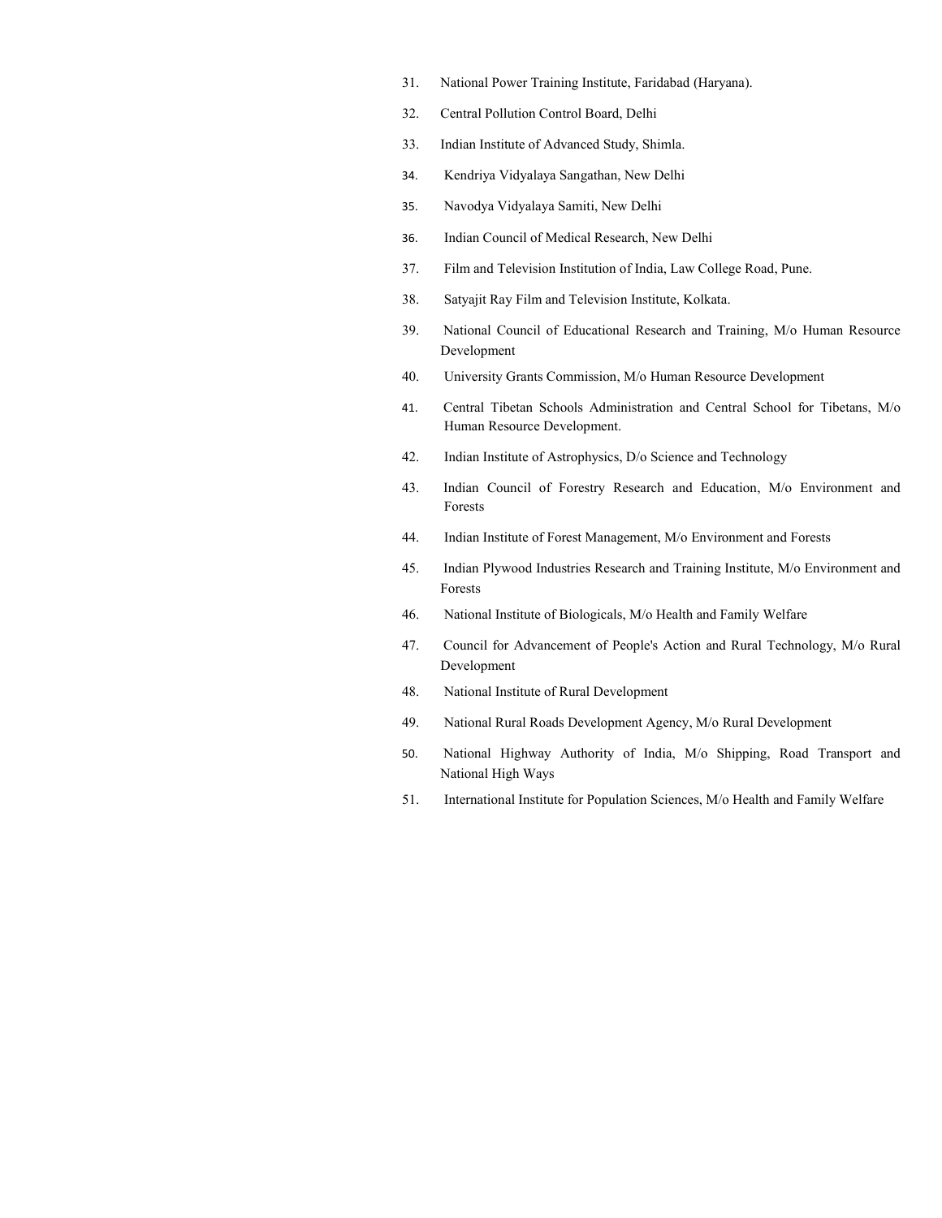31. National Power Training Institute, Faridabad (Haryana).
32. Central Pollution Control Board, Delhi
33. Indian Institute of Advanced Study, Shimla.
34. Kendriya Vidyalaya Sangathan, New Delhi
35. Navodya Vidyalaya Samiti, New Delhi
36. Indian Council of Medical Research, New Delhi
37. Film and Television Institution of India, Law College Road, Pune.
38. Satyajit Ray Film and Television Institute, Kolkata.
39. National Council of Educational Research and Training, M/o Human Resource Development
40. University Grants Commission, M/o Human Resource Development
41. Central Tibetan Schools Administration and Central School for Tibetans, M/o Human Resource Development.
42. Indian Institute of Astrophysics, D/o Science and Technology
43. Indian Council of Forestry Research and Education, M/o Environment and Forests
44. Indian Institute of Forest Management, M/o Environment and Forests
45. Indian Plywood Industries Research and Training Institute, M/o Environment and Forests
46. National Institute of Biologicals, M/o Health and Family Welfare
47. Council for Advancement of People's Action and Rural Technology, M/o Rural Development
48. National Institute of Rural Development
49. National Rural Roads Development Agency, M/o Rural Development
50. National Highway Authority of India, M/o Shipping, Road Transport and National High Ways
51. International Institute for Population Sciences, M/o Health and Family Welfare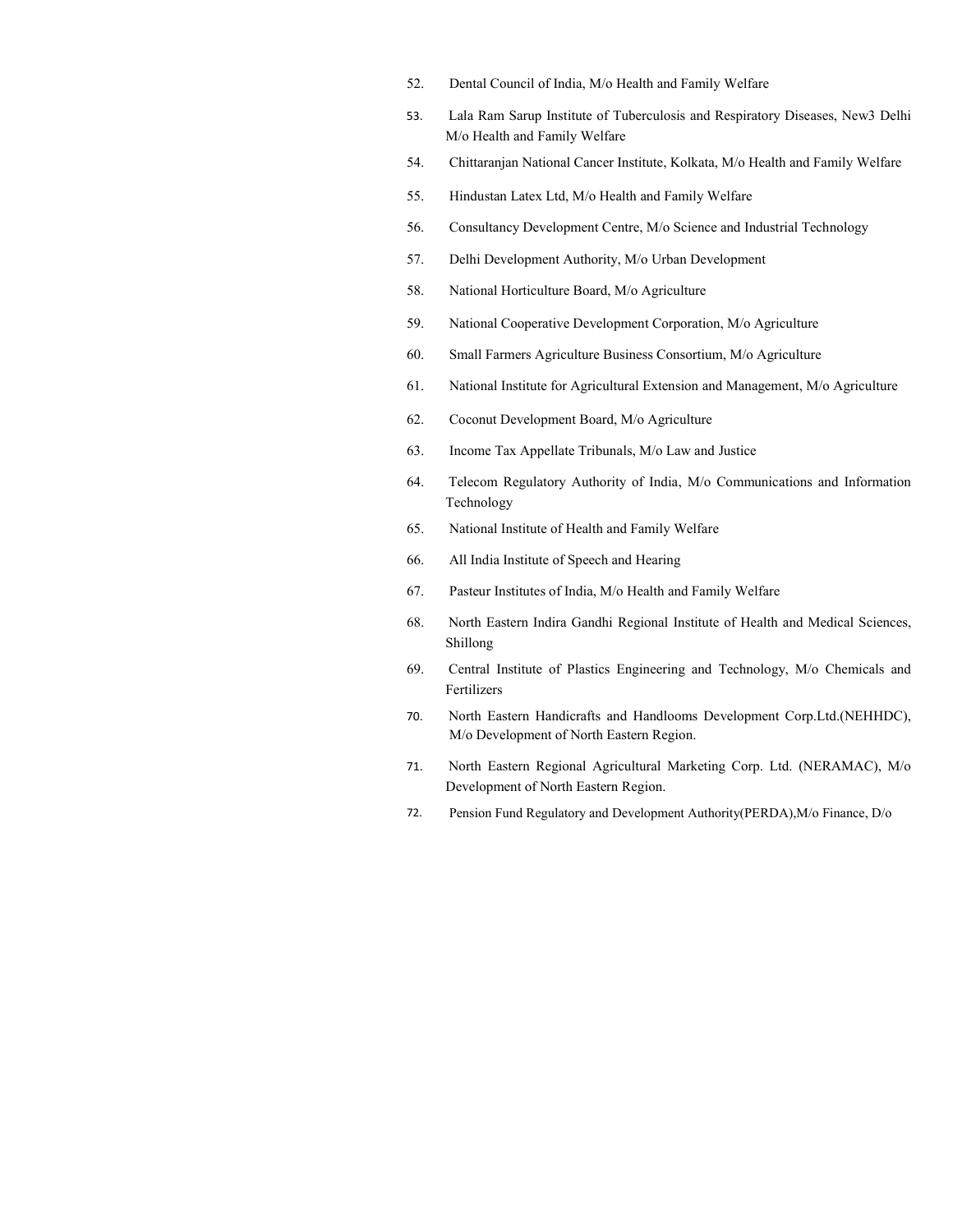52. Dental Council of India, M/o Health and Family Welfare
53. Lala Ram Sarup Institute of Tuberculosis and Respiratory Diseases, New3 Delhi M/o Health and Family Welfare
54. Chittaranjan National Cancer Institute, Kolkata, M/o Health and Family Welfare
55. Hindustan Latex Ltd, M/o Health and Family Welfare
56. Consultancy Development Centre, M/o Science and Industrial Technology
57. Delhi Development Authority, M/o Urban Development
58. National Horticulture Board, M/o Agriculture
59. National Cooperative Development Corporation, M/o Agriculture
60. Small Farmers Agriculture Business Consortium, M/o Agriculture
61. National Institute for Agricultural Extension and Management, M/o Agriculture
62. Coconut Development Board, M/o Agriculture
63. Income Tax Appellate Tribunals, M/o Law and Justice
64. Telecom Regulatory Authority of India, M/o Communications and Information Technology
65. National Institute of Health and Family Welfare
66. All India Institute of Speech and Hearing
67. Pasteur Institutes of India, M/o Health and Family Welfare
68. North Eastern Indira Gandhi Regional Institute of Health and Medical Sciences, Shillong
69. Central Institute of Plastics Engineering and Technology, M/o Chemicals and Fertilizers
70. North Eastern Handicrafts and Handlooms Development Corp.Ltd.(NEHHDC), M/o Development of North Eastern Region.
71. North Eastern Regional Agricultural Marketing Corp. Ltd. (NERAMAC), M/o Development of North Eastern Region.
72. Pension Fund Regulatory and Development Authority(PERDA),M/o Finance, D/o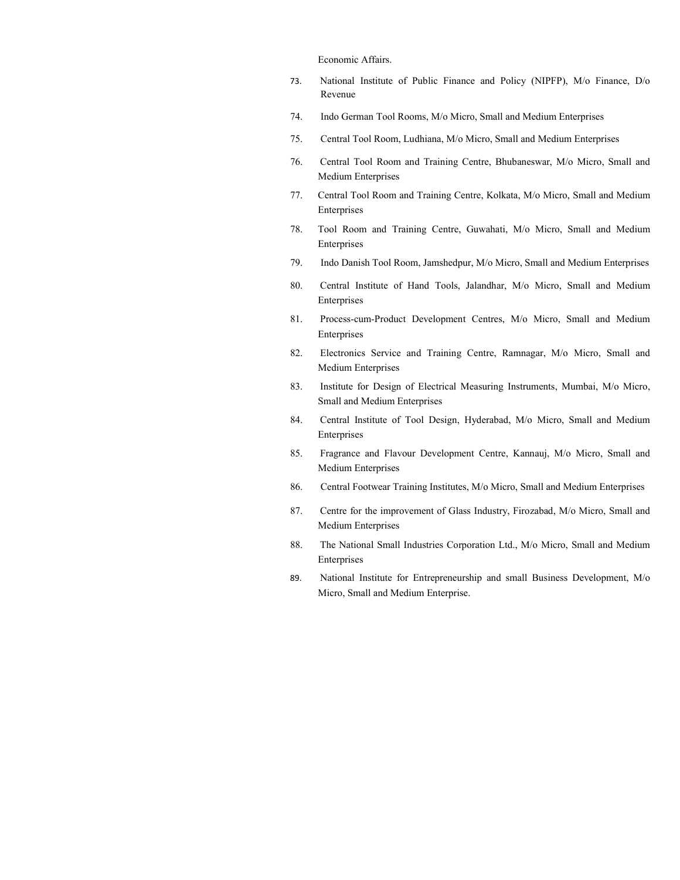Economic Affairs.

73. National Institute of Public Finance and Policy (NIPFP), M/o Finance, D/o Revenue

74. Indo German Tool Rooms, M/o Micro, Small and Medium Enterprises

75. Central Tool Room, Ludhiana, M/o Micro, Small and Medium Enterprises

76. Central Tool Room and Training Centre, Bhubaneswar, M/o Micro, Small and Medium Enterprises

77. Central Tool Room and Training Centre, Kolkata, M/o Micro, Small and Medium Enterprises

78. Tool Room and Training Centre, Guwahati, M/o Micro, Small and Medium Enterprises

79. Indo Danish Tool Room, Jamshedpur, M/o Micro, Small and Medium Enterprises

80. Central Institute of Hand Tools, Jalandhar, M/o Micro, Small and Medium Enterprises

81. Process-cum-Product Development Centres, M/o Micro, Small and Medium Enterprises

82. Electronics Service and Training Centre, Ramnagar, M/o Micro, Small and Medium Enterprises

83. Institute for Design of Electrical Measuring Instruments, Mumbai, M/o Micro, Small and Medium Enterprises

84. Central Institute of Tool Design, Hyderabad, M/o Micro, Small and Medium Enterprises

85. Fragrance and Flavour Development Centre, Kannauj, M/o Micro, Small and Medium Enterprises

86. Central Footwear Training Institutes, M/o Micro, Small and Medium Enterprises

87. Centre for the improvement of Glass Industry, Firozabad, M/o Micro, Small and Medium Enterprises

88. The National Small Industries Corporation Ltd., M/o Micro, Small and Medium Enterprises

89. National Institute for Entrepreneurship and small Business Development, M/o Micro, Small and Medium Enterprise.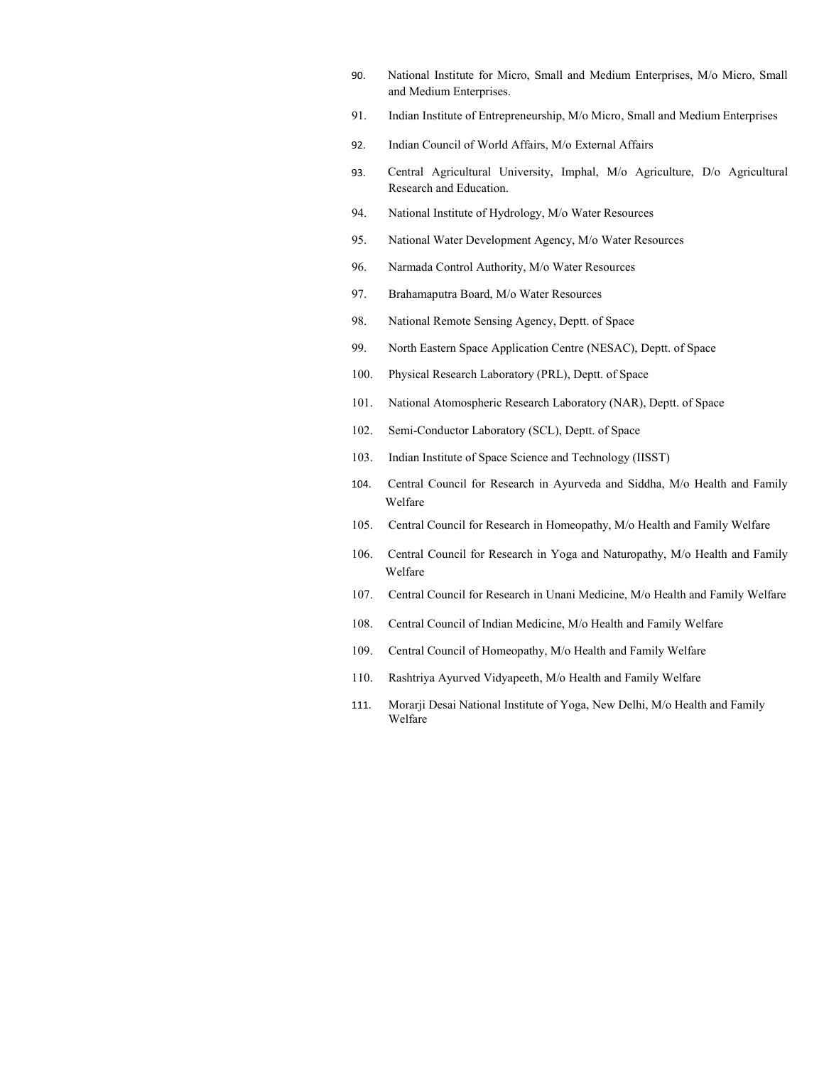90. National Institute for Micro, Small and Medium Enterprises, M/o Micro, Small and Medium Enterprises.
91. Indian Institute of Entrepreneurship, M/o Micro, Small and Medium Enterprises
92. Indian Council of World Affairs, M/o External Affairs
93. Central Agricultural University, Imphal, M/o Agriculture, D/o Agricultural Research and Education.
94. National Institute of Hydrology, M/o Water Resources
95. National Water Development Agency, M/o Water Resources
96. Narmada Control Authority, M/o Water Resources
97. Brahamaputra Board, M/o Water Resources
98. National Remote Sensing Agency, Deptt. of Space
99. North Eastern Space Application Centre (NESAC), Deptt. of Space
100. Physical Research Laboratory (PRL), Deptt. of Space
101. National Atomospheric Research Laboratory (NAR), Deptt. of Space
102. Semi-Conductor Laboratory (SCL), Deptt. of Space
103. Indian Institute of Space Science and Technology (IISST)
104. Central Council for Research in Ayurveda and Siddha, M/o Health and Family Welfare
105. Central Council for Research in Homeopathy, M/o Health and Family Welfare
106. Central Council for Research in Yoga and Naturopathy, M/o Health and Family Welfare
107. Central Council for Research in Unani Medicine, M/o Health and Family Welfare
108. Central Council of Indian Medicine, M/o Health and Family Welfare
109. Central Council of Homeopathy, M/o Health and Family Welfare
110. Rashtriya Ayurved Vidyapeeth, M/o Health and Family Welfare
111. Morarji Desai National Institute of Yoga, New Delhi, M/o Health and Family Welfare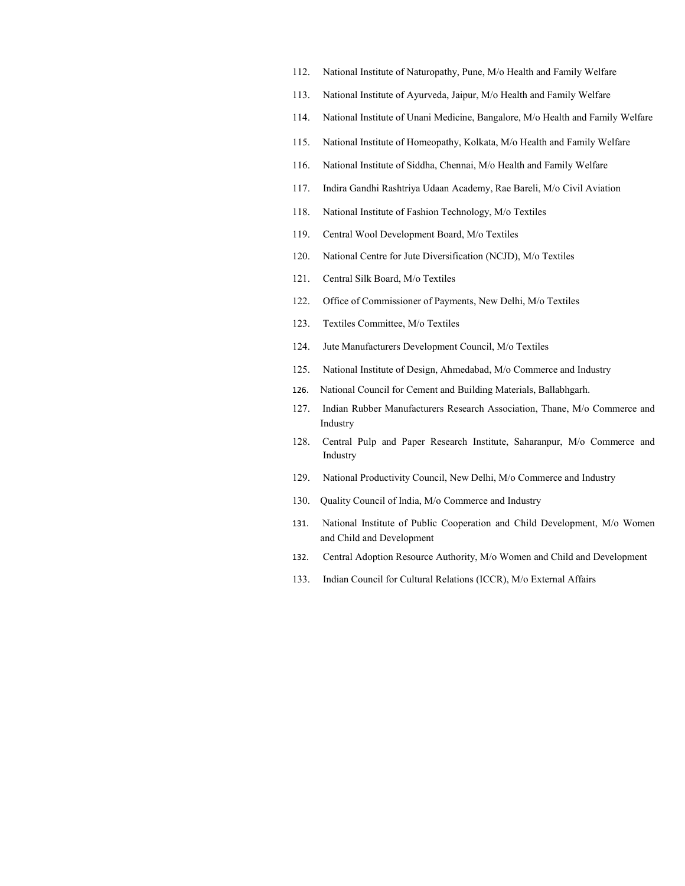112. National Institute of Naturopathy, Pune, M/o Health and Family Welfare
113. National Institute of Ayurveda, Jaipur, M/o Health and Family Welfare
114. National Institute of Unani Medicine, Bangalore, M/o Health and Family Welfare
115. National Institute of Homeopathy, Kolkata, M/o Health and Family Welfare
116. National Institute of Siddha, Chennai, M/o Health and Family Welfare
117. Indira Gandhi Rashtriya Udaan Academy, Rae Bareli, M/o Civil Aviation
118. National Institute of Fashion Technology, M/o Textiles
119. Central Wool Development Board, M/o Textiles
120. National Centre for Jute Diversification (NCJD), M/o Textiles
121. Central Silk Board, M/o Textiles
122. Office of Commissioner of Payments, New Delhi, M/o Textiles
123. Textiles Committee, M/o Textiles
124. Jute Manufacturers Development Council, M/o Textiles
125. National Institute of Design, Ahmedabad, M/o Commerce and Industry
126. National Council for Cement and Building Materials, Ballabhgarh.
127. Indian Rubber Manufacturers Research Association, Thane, M/o Commerce and Industry
128. Central Pulp and Paper Research Institute, Saharanpur, M/o Commerce and Industry
129. National Productivity Council, New Delhi, M/o Commerce and Industry
130. Quality Council of India, M/o Commerce and Industry
131. National Institute of Public Cooperation and Child Development, M/o Women and Child and Development
132. Central Adoption Resource Authority, M/o Women and Child and Development
133. Indian Council for Cultural Relations (ICCR), M/o External Affairs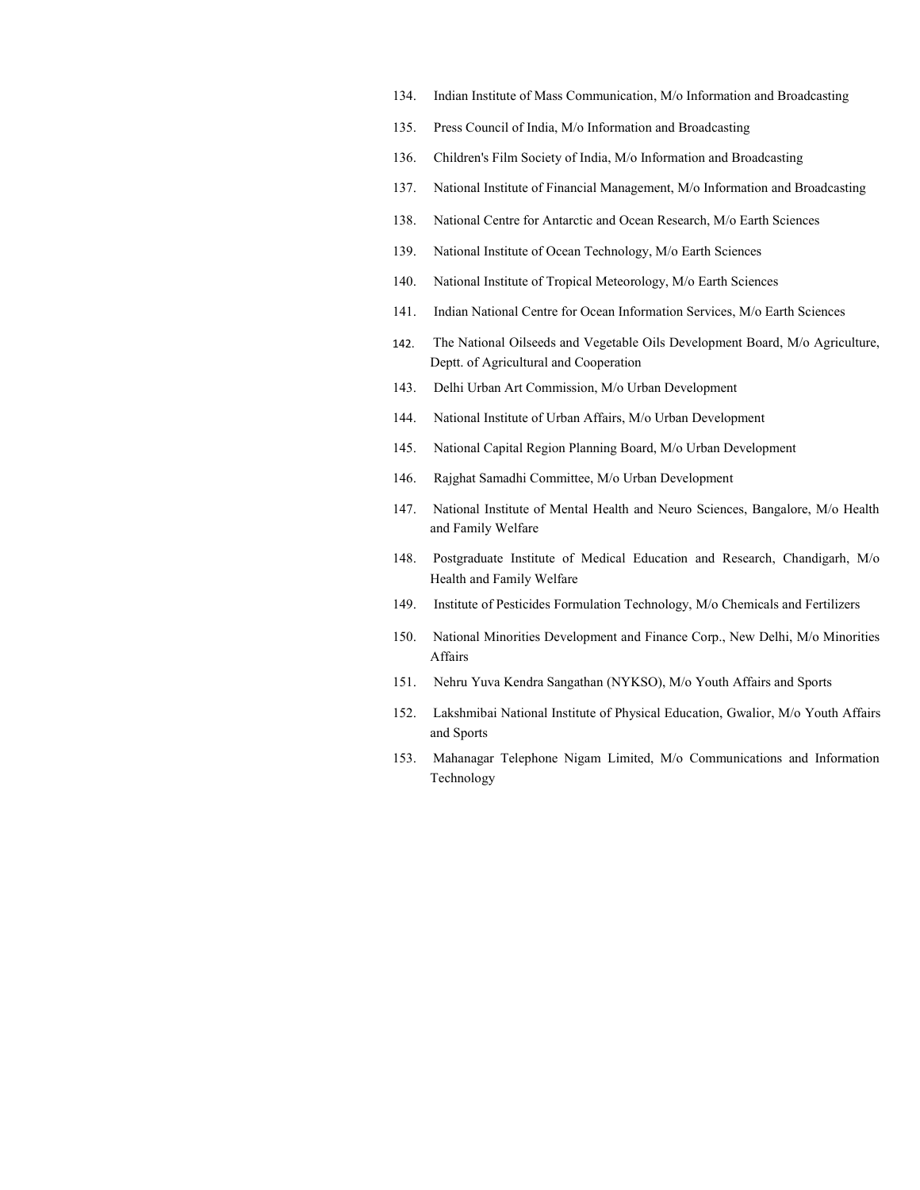134. Indian Institute of Mass Communication, M/o Information and Broadcasting
135. Press Council of India, M/o Information and Broadcasting
136. Children's Film Society of India, M/o Information and Broadcasting
137. National Institute of Financial Management, M/o Information and Broadcasting
138. National Centre for Antarctic and Ocean Research, M/o Earth Sciences
139. National Institute of Ocean Technology, M/o Earth Sciences
140. National Institute of Tropical Meteorology, M/o Earth Sciences
141. Indian National Centre for Ocean Information Services, M/o Earth Sciences
142. The National Oilseeds and Vegetable Oils Development Board, M/o Agriculture, Deptt. of Agricultural and Cooperation
143. Delhi Urban Art Commission, M/o Urban Development
144. National Institute of Urban Affairs, M/o Urban Development
145. National Capital Region Planning Board, M/o Urban Development
146. Rajghat Samadhi Committee, M/o Urban Development
147. National Institute of Mental Health and Neuro Sciences, Bangalore, M/o Health and Family Welfare
148. Postgraduate Institute of Medical Education and Research, Chandigarh, M/o Health and Family Welfare
149. Institute of Pesticides Formulation Technology, M/o Chemicals and Fertilizers
150. National Minorities Development and Finance Corp., New Delhi, M/o Minorities Affairs
151. Nehru Yuva Kendra Sangathan (NYKSO), M/o Youth Affairs and Sports
152. Lakshmibai National Institute of Physical Education, Gwalior, M/o Youth Affairs and Sports
153. Mahanagar Telephone Nigam Limited, M/o Communications and Information Technology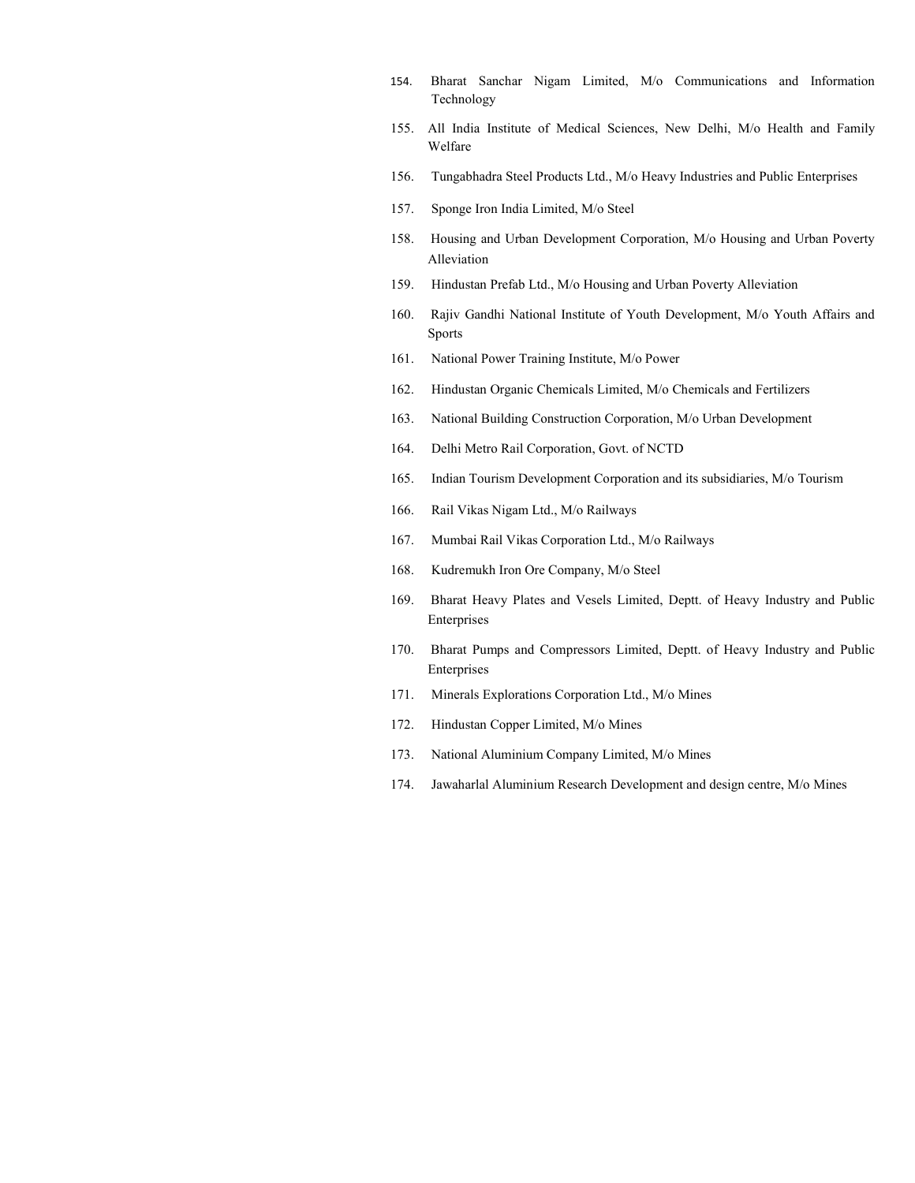154. Bharat Sanchar Nigam Limited, M/o Communications and Information Technology

155. All India Institute of Medical Sciences, New Delhi, M/o Health and Family Welfare

156. Tungabhadra Steel Products Ltd., M/o Heavy Industries and Public Enterprises

157. Sponge Iron India Limited, M/o Steel

158. Housing and Urban Development Corporation, M/o Housing and Urban Poverty Alleviation

159. Hindustan Prefab Ltd., M/o Housing and Urban Poverty Alleviation

160. Rajiv Gandhi National Institute of Youth Development, M/o Youth Affairs and Sports

161. National Power Training Institute, M/o Power

162. Hindustan Organic Chemicals Limited, M/o Chemicals and Fertilizers

163. National Building Construction Corporation, M/o Urban Development

164. Delhi Metro Rail Corporation, Govt. of NCTD

165. Indian Tourism Development Corporation and its subsidiaries, M/o Tourism

166. Rail Vikas Nigam Ltd., M/o Railways

167. Mumbai Rail Vikas Corporation Ltd., M/o Railways

168. Kudremukh Iron Ore Company, M/o Steel

169. Bharat Heavy Plates and Vesels Limited, Deptt. of Heavy Industry and Public Enterprises

170. Bharat Pumps and Compressors Limited, Deptt. of Heavy Industry and Public Enterprises

171. Minerals Explorations Corporation Ltd., M/o Mines

172. Hindustan Copper Limited, M/o Mines

173. National Aluminium Company Limited, M/o Mines

174. Jawaharlal Aluminium Research Development and design centre, M/o Mines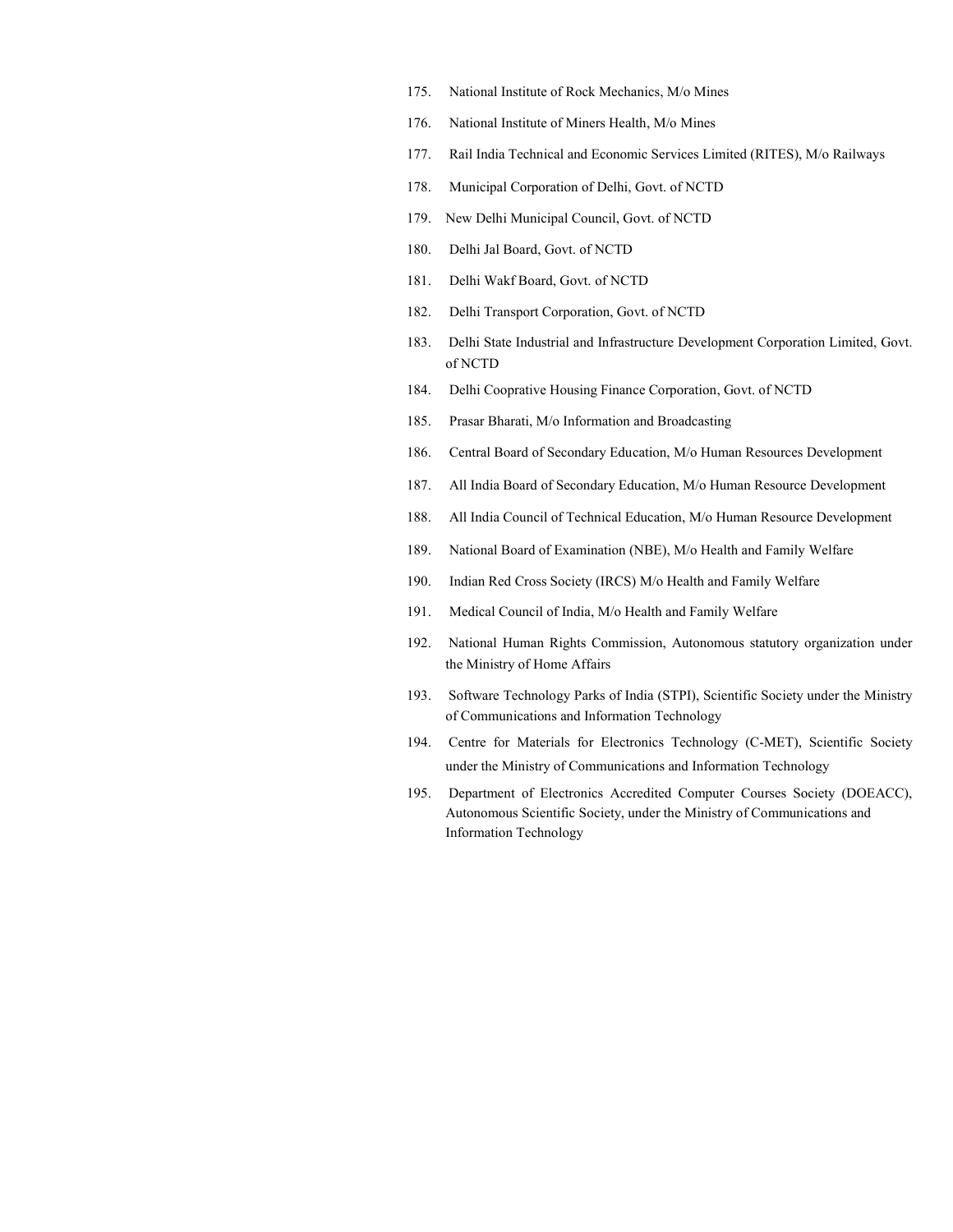175. National Institute of Rock Mechanics, M/o Mines

176. National Institute of Miners Health, M/o Mines

177. Rail India Technical and Economic Services Limited (RITES), M/o Railways

178. Municipal Corporation of Delhi, Govt. of NCTD

179. New Delhi Municipal Council, Govt. of NCTD

180. Delhi Jal Board, Govt. of NCTD

181. Delhi Wakf Board, Govt. of NCTD

182. Delhi Transport Corporation, Govt. of NCTD

183. Delhi State Industrial and Infrastructure Development Corporation Limited, Govt. of NCTD

184. Delhi Coopérative Housing Finance Corporation, Govt. of NCTD

185. Prasar Bharati, M/o Information and Broadcasting

186. Central Board of Secondary Education, M/o Human Resources Development

187. All India Board of Secondary Education, M/o Human Resource Development

188. All India Council of Technical Education, M/o Human Resource Development

189. National Board of Examination (NBE), M/o Health and Family Welfare

190. Indian Red Cross Society (IRCS) M/o Health and Family Welfare

191. Medical Council of India, M/o Health and Family Welfare

192. National Human Rights Commission, Autonomous statutory organization under the Ministry of Home Affairs

193. Software Technology Parks of India (STPI), Scientific Society under the Ministry of Communications and Information Technology

194. Centre for Materials for Electronics Technology (C-MET), Scientific Society under the Ministry of Communications and Information Technology

195. Department of Electronics Accredited Computer Courses Society (DOEACC), Autonomous Scientific Society, under the Ministry of Communications and Information Technology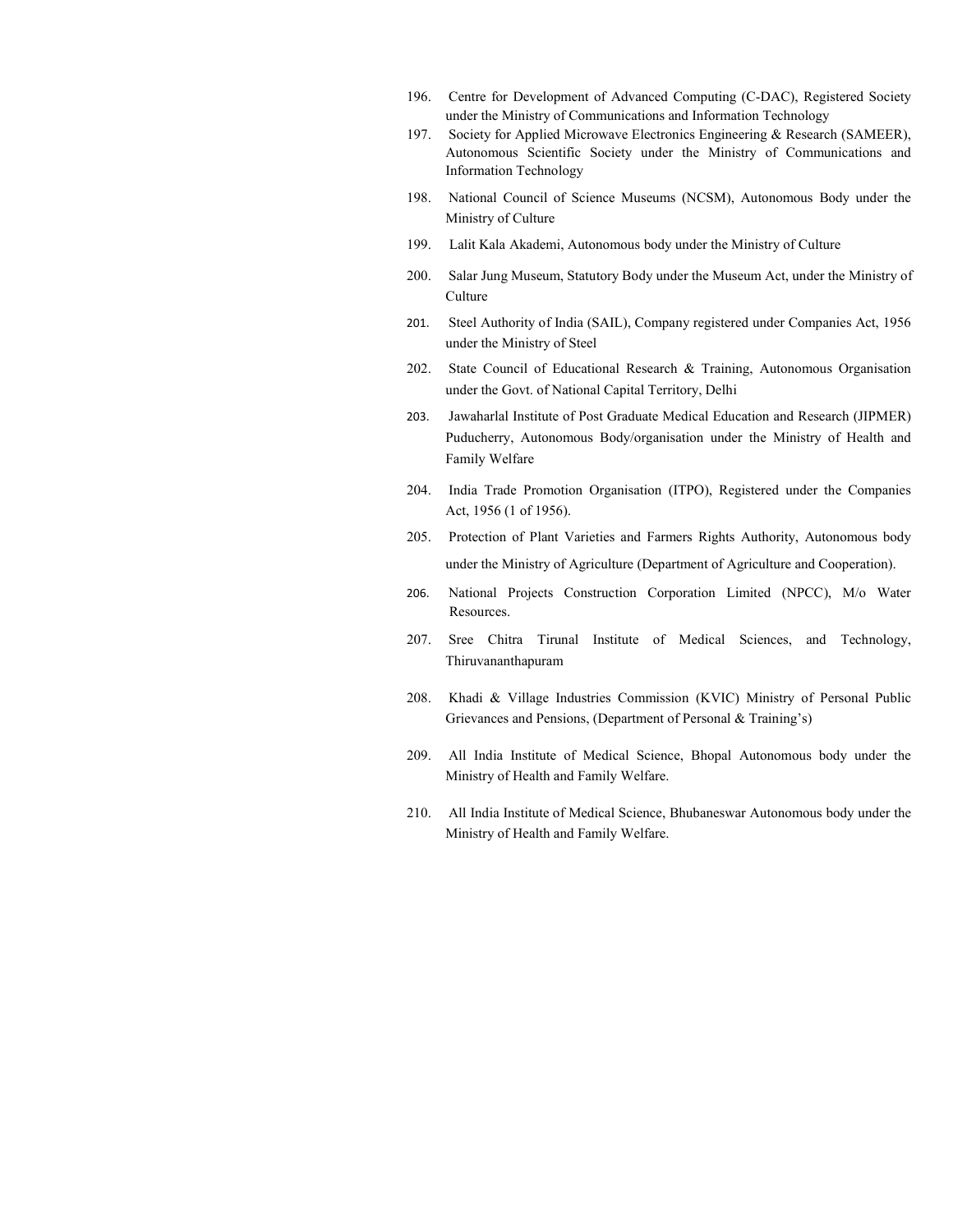196. Centre for Development of Advanced Computing (C-DAC), Registered Society under the Ministry of Communications and Information Technology

197. Society for Applied Microwave Electronics Engineering & Research (SAMEER), Autonomous Scientific Society under the Ministry of Communications and Information Technology

198. National Council of Science Museums (NCSM), Autonomous Body under the Ministry of Culture

199. Lalit Kala Akademi, Autonomous body under the Ministry of Culture

200. Salar Jung Museum, Statutory Body under the Museum Act, under the Ministry of Culture

201. Steel Authority of India (SAIL), Company registered under Companies Act, 1956 under the Ministry of Steel

202. State Council of Educational Research & Training, Autonomous Organisation under the Govt. of National Capital Territory, Delhi

203. Jawaharlal Institute of Post Graduate Medical Education and Research (JIPMER) Puducherry, Autonomous Body/organisation under the Ministry of Health and Family Welfare

204. India Trade Promotion Organisation (ITPO), Registered under the Companies Act, 1956 (1 of 1956).

205. Protection of Plant Varieties and Farmers Rights Authority, Autonomous body under the Ministry of Agriculture (Department of Agriculture and Cooperation).

206. National Projects Construction Corporation Limited (NPCC), M/o Water Resources.

207. Sree Chitra Tirunal Institute of Medical Sciences, and Technology, Thiruvananthapuram

208. Khadi & Village Industries Commission (KVIC) Ministry of Personal Public Grievances and Pensions, (Department of Personal & Training's)

209. All India Institute of Medical Science, Bhopal Autonomous body under the Ministry of Health and Family Welfare.

210. All India Institute of Medical Science, Bhubaneswar Autonomous body under the Ministry of Health and Family Welfare.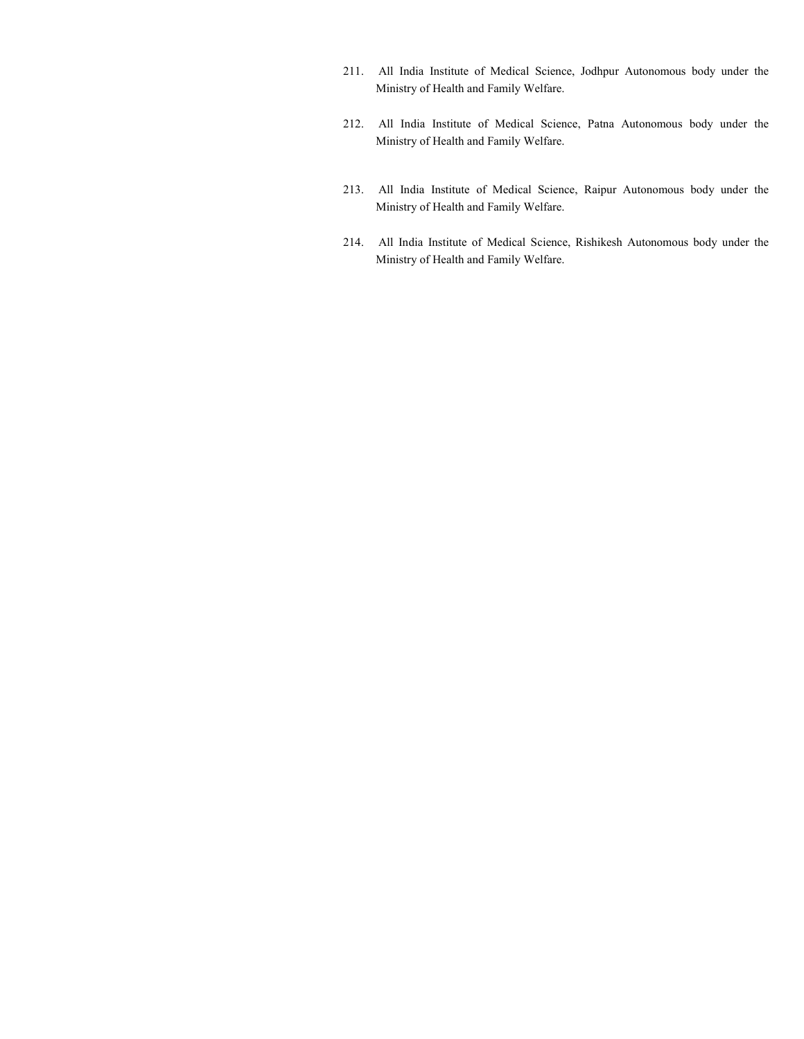211. All India Institute of Medical Science, Jodhpur Autonomous body under the Ministry of Health and Family Welfare.

212. All India Institute of Medical Science, Patna Autonomous body under the Ministry of Health and Family Welfare.

213. All India Institute of Medical Science, Raipur Autonomous body under the Ministry of Health and Family Welfare.

214. All India Institute of Medical Science, Rishikesh Autonomous body under the Ministry of Health and Family Welfare.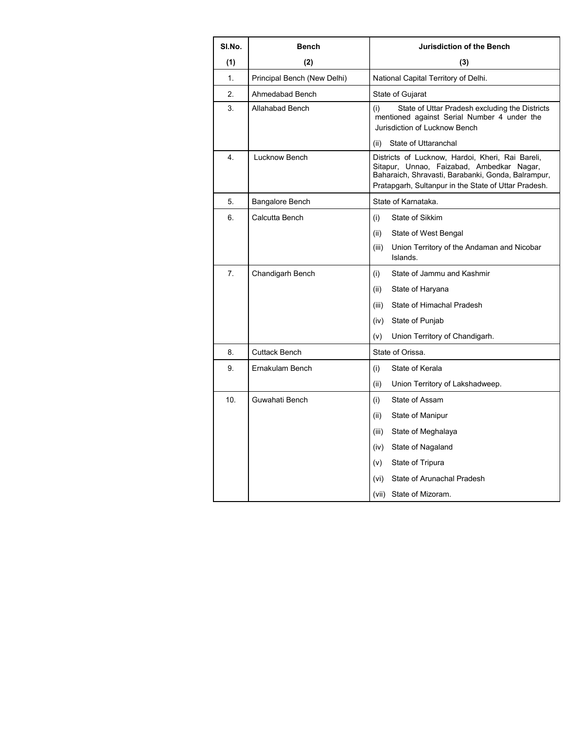| Sl.No. | Bench | Jurisdiction of the Bench |
| --- | --- | --- |
| (1) | (2) | (3) |
| 1. | Principal Bench (New Delhi) | National Capital Territory of Delhi. |
| 2. | Ahmedabad Bench | State of Gujarat |
| 3. | Allahabad Bench | (i) State of Uttar Pradesh excluding the Districts mentioned against Serial Number 4 under the Jurisdiction of Lucknow Bench<br>(ii) State of Uttaranchal |
| 4. | Lucknow Bench | Districts of Lucknow, Hardoi, Kheri, Rai Bareli, Sitapur, Unnao, Faizabad, Ambedkar Nagar, Baharaich, Shravasti, Barabanki, Gonda, Balrampur, Pratapgarh, Sultanpur in the State of Uttar Pradesh. |
| 5. | Bangalore Bench | State of Karnataka. |
| 6. | Calcutta Bench | (i) State of Sikkim<br>(ii) State of West Bengal<br>(iii) Union Territory of the Andaman and Nicobar Islands. |
| 7. | Chandigarh Bench | (i) State of Jammu and Kashmir<br>(ii) State of Haryana<br>(iii) State of Himachal Pradesh<br>(iv) State of Punjab<br>(v) Union Territory of Chandigarh. |
| 8. | Cuttack Bench | State of Orissa. |
| 9. | Ernakulam Bench | (i) State of Kerala<br>(ii) Union Territory of Lakshadweep. |
| 10. | Guwahati Bench | (i) State of Assam<br>(ii) State of Manipur<br>(iii) State of Meghalaya<br>(iv) State of Nagaland<br>(v) State of Tripura<br>(vi) State of Arunachal Pradesh<br>(vii) State of Mizoram. |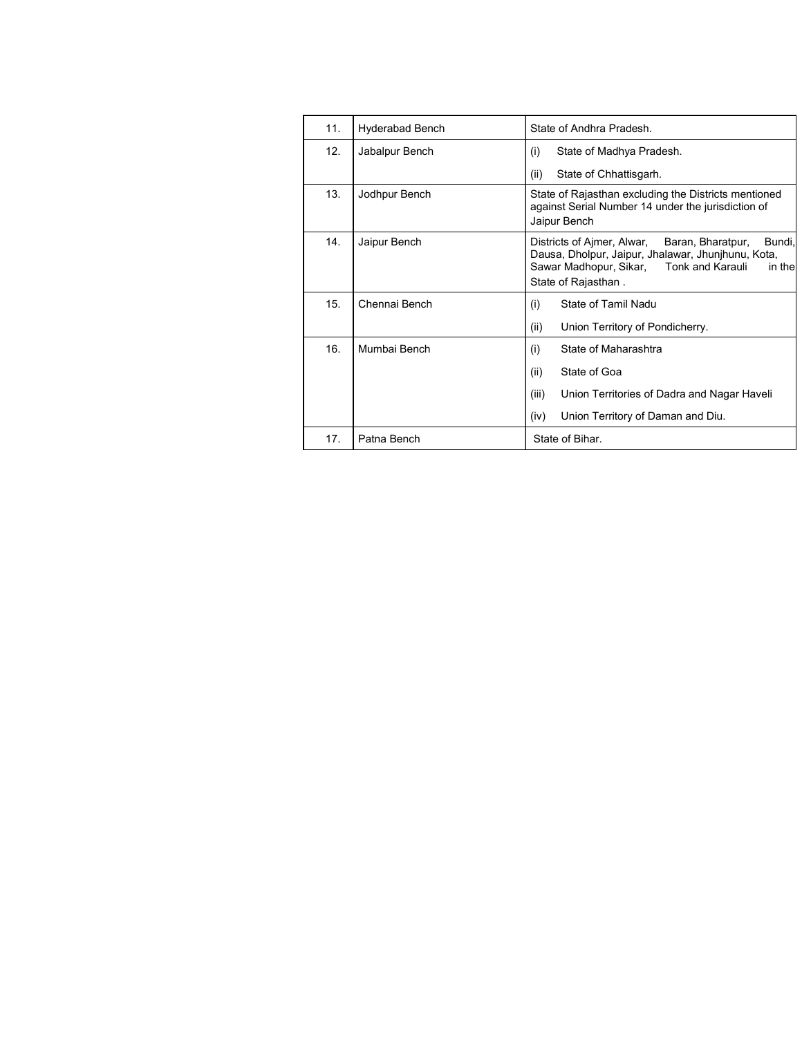| | | |
|---|---|---|
| 11. | Hyderabad Bench | State of Andhra Pradesh. |
| 12. | Jabalpur Bench | (i) State of Madhya Pradesh.<br>(ii) State of Chhattisgarh. |
| 13. | Jodhpur Bench | State of Rajasthan excluding the Districts mentioned against Serial Number 14 under the jurisdiction of Jaipur Bench |
| 14. | Jaipur Bench | Districts of Ajmer, Alwar, Baran, Bharatpur, Bundi, Dausa, Dholpur, Jaipur, Jhalawar, Jhunjhunu, Kota, Sawar Madhopur, Sikar, Tonk and Karauli in the State of Rajasthan . |
| 15. | Chennai Bench | (i) State of Tamil Nadu<br>(ii) Union Territory of Pondicherry. |
| 16. | Mumbai Bench | (i) State of Maharashtra<br>(ii) State of Goa<br>(iii) Union Territories of Dadra and Nagar Haveli<br>(iv) Union Territory of Daman and Diu. |
| 17. | Patna Bench | State of Bihar. |